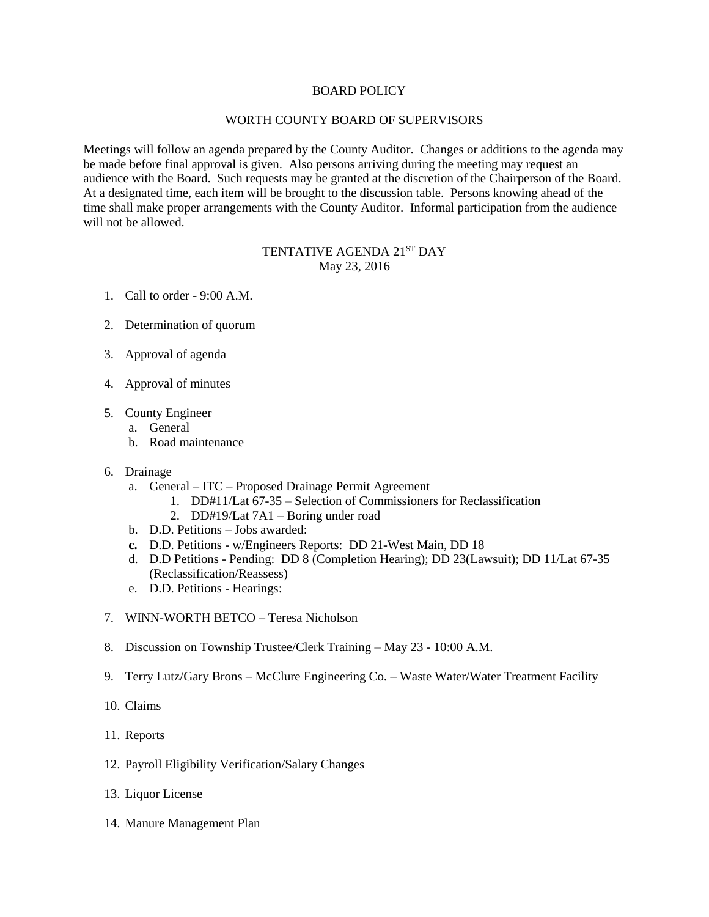# BOARD POLICY

## WORTH COUNTY BOARD OF SUPERVISORS

Meetings will follow an agenda prepared by the County Auditor. Changes or additions to the agenda may be made before final approval is given. Also persons arriving during the meeting may request an audience with the Board. Such requests may be granted at the discretion of the Chairperson of the Board. At a designated time, each item will be brought to the discussion table. Persons knowing ahead of the time shall make proper arrangements with the County Auditor. Informal participation from the audience will not be allowed.

## TENTATIVE AGENDA 21ST DAY
May 23, 2016

1. Call to order - 9:00 A.M.

2. Determination of quorum

3. Approval of agenda

4. Approval of minutes

5. County Engineer
   a. General
   b. Road maintenance

6. Drainage
   a. General – ITC – Proposed Drainage Permit Agreement
      1. DD#11/Lat 67-35 – Selection of Commissioners for Reclassification
      2. DD#19/Lat 7A1 – Boring under road
   b. D.D. Petitions – Jobs awarded:
   **c.** D.D. Petitions - w/Engineers Reports: DD 21-West Main, DD 18
   d. D.D Petitions - Pending: DD 8 (Completion Hearing); DD 23(Lawsuit); DD 11/Lat 67-35 (Reclassification/Reassess)
   e. D.D. Petitions - Hearings:

7. WINN-WORTH BETCO – Teresa Nicholson

8. Discussion on Township Trustee/Clerk Training – May 23 - 10:00 A.M.

9. Terry Lutz/Gary Brons – McClure Engineering Co. – Waste Water/Water Treatment Facility

10. Claims

11. Reports

12. Payroll Eligibility Verification/Salary Changes

13. Liquor License

14. Manure Management Plan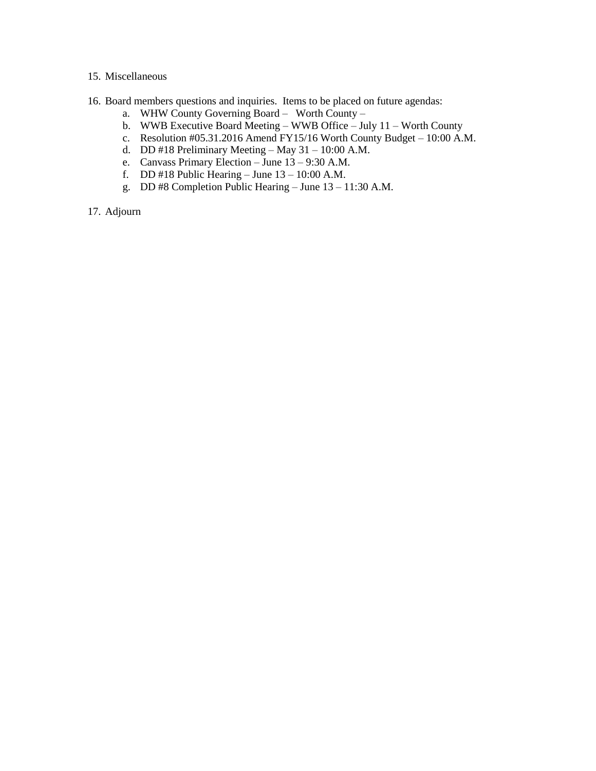15. Miscellaneous

16. Board members questions and inquiries. Items to be placed on future agendas:
    a. WHW County Governing Board – Worth County –
    b. WWB Executive Board Meeting – WWB Office – July 11 – Worth County
    c. Resolution #05.31.2016 Amend FY15/16 Worth County Budget – 10:00 A.M.
    d. DD #18 Preliminary Meeting – May 31 – 10:00 A.M.
    e. Canvass Primary Election – June 13 – 9:30 A.M.
    f. DD #18 Public Hearing – June 13 – 10:00 A.M.
    g. DD #8 Completion Public Hearing – June 13 – 11:30 A.M.

17. Adjourn